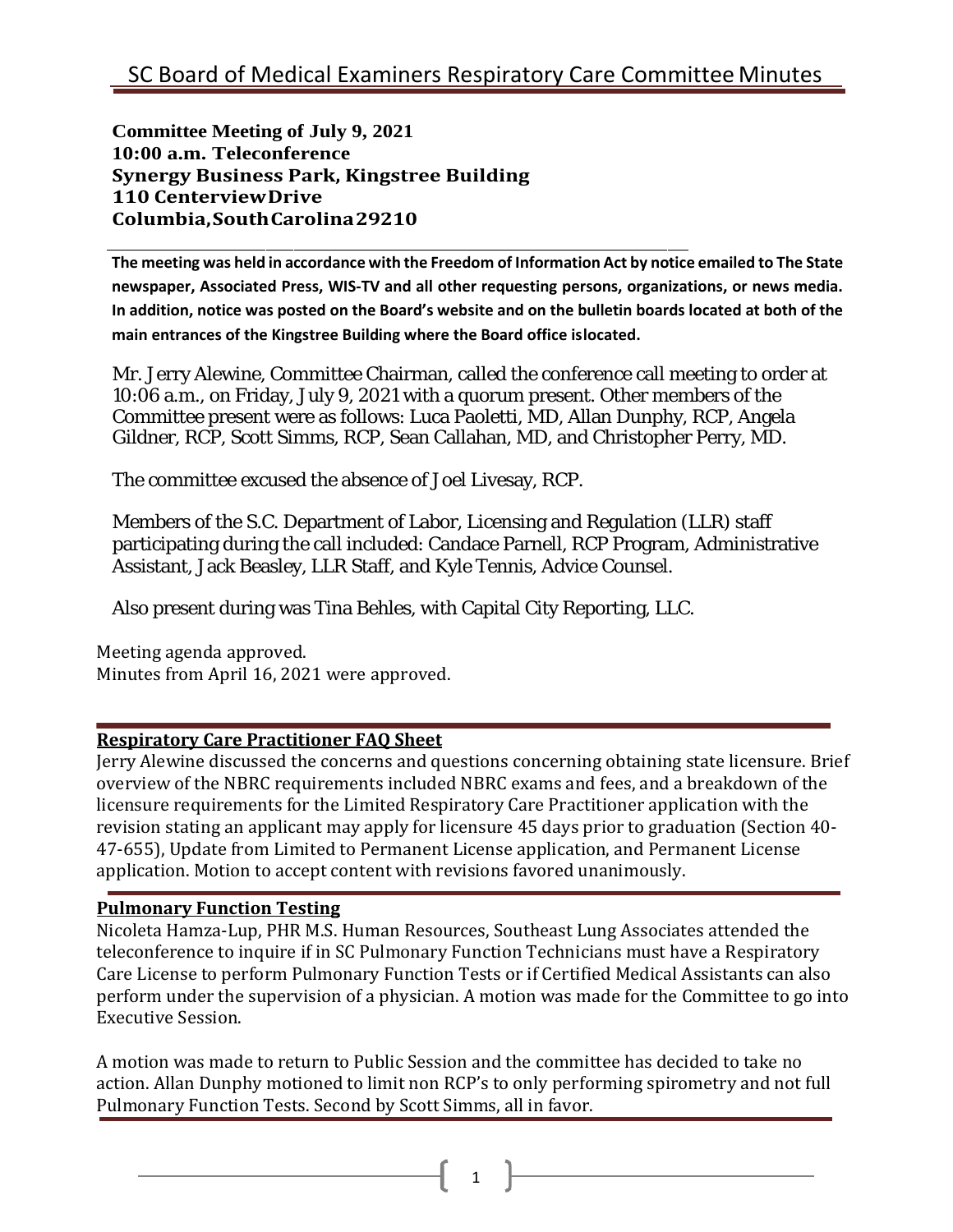# SC Board of Medical Examiners Respiratory Care Committee Minutes

**Committee Meeting of July 9, 2021**
**10:00 a.m. Teleconference**
**Synergy Business Park, Kingstree Building**
**110 Centerview Drive**
**Columbia, South Carolina 29210**

**The meeting was held in accordance with the Freedom of Information Act by notice emailed to The State newspaper, Associated Press, WIS-TV and all other requesting persons, organizations, or news media. In addition, notice was posted on the Board's website and on the bulletin boards located at both of the main entrances of the Kingstree Building where the Board office is located.**

Mr. Jerry Alewine, Committee Chairman, called the conference call meeting to order at 10:06 a.m., on Friday, July 9, 2021 with a quorum present. Other members of the Committee present were as follows: Luca Paoletti, MD, Allan Dunphy, RCP, Angela Gildner, RCP, Scott Simms, RCP, Sean Callahan, MD, and Christopher Perry, MD.

The committee excused the absence of Joel Livesay, RCP.

Members of the S.C. Department of Labor, Licensing and Regulation (LLR) staff participating during the call included: Candace Parnell, RCP Program, Administrative Assistant, Jack Beasley, LLR Staff, and Kyle Tennis, Advice Counsel.

Also present during was Tina Behles, with Capital City Reporting, LLC.

Meeting agenda approved.
Minutes from April 16, 2021 were approved.

## Respiratory Care Practitioner FAQ Sheet

Jerry Alewine discussed the concerns and questions concerning obtaining state licensure. Brief overview of the NBRC requirements included NBRC exams and fees, and a breakdown of the licensure requirements for the Limited Respiratory Care Practitioner application with the revision stating an applicant may apply for licensure 45 days prior to graduation (Section 40-47-655), Update from Limited to Permanent License application, and Permanent License application. Motion to accept content with revisions favored unanimously.

## Pulmonary Function Testing

Nicoleta Hamza-Lup, PHR M.S. Human Resources, Southeast Lung Associates attended the teleconference to inquire if in SC Pulmonary Function Technicians must have a Respiratory Care License to perform Pulmonary Function Tests or if Certified Medical Assistants can also perform under the supervision of a physician. A motion was made for the Committee to go into Executive Session.

A motion was made to return to Public Session and the committee has decided to take no action. Allan Dunphy motioned to limit non RCP's to only performing spirometry and not full Pulmonary Function Tests. Second by Scott Simms, all in favor.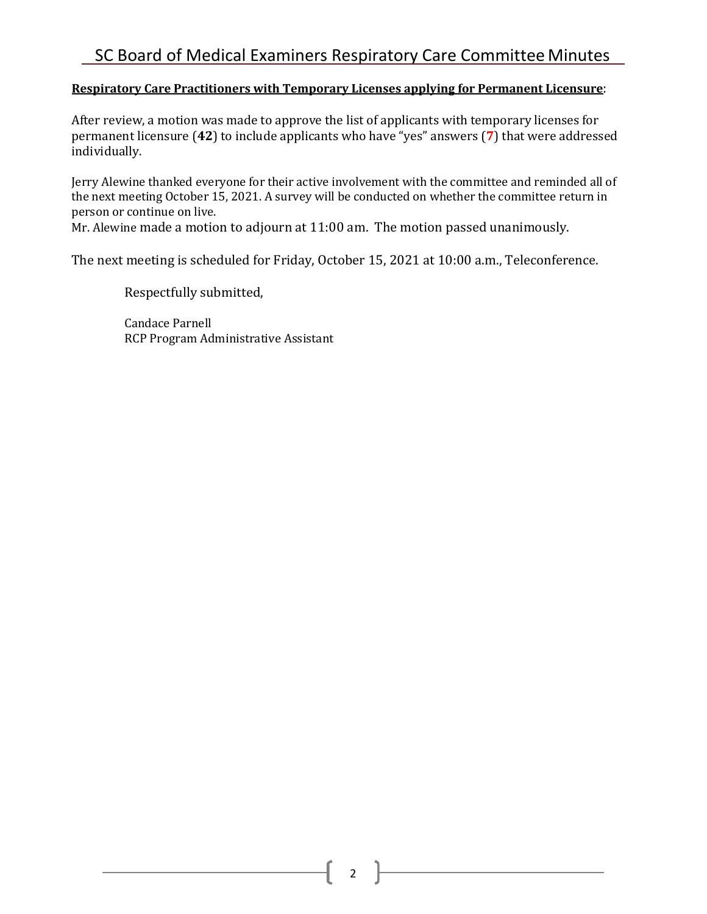**Respiratory Care Practitioners with Temporary Licenses applying for Permanent Licensure**:

After review, a motion was made to approve the list of applicants with temporary licenses for permanent licensure (**42**) to include applicants who have "yes" answers (**7**) that were addressed individually.

Jerry Alewine thanked everyone for their active involvement with the committee and reminded all of the next meeting October 15, 2021. A survey will be conducted on whether the committee return in person or continue on live.
Mr. Alewine made a motion to adjourn at 11:00 am. The motion passed unanimously.

The next meeting is scheduled for Friday, October 15, 2021 at 10:00 a.m., Teleconference.

Respectfully submitted,

Candace Parnell
RCP Program Administrative Assistant